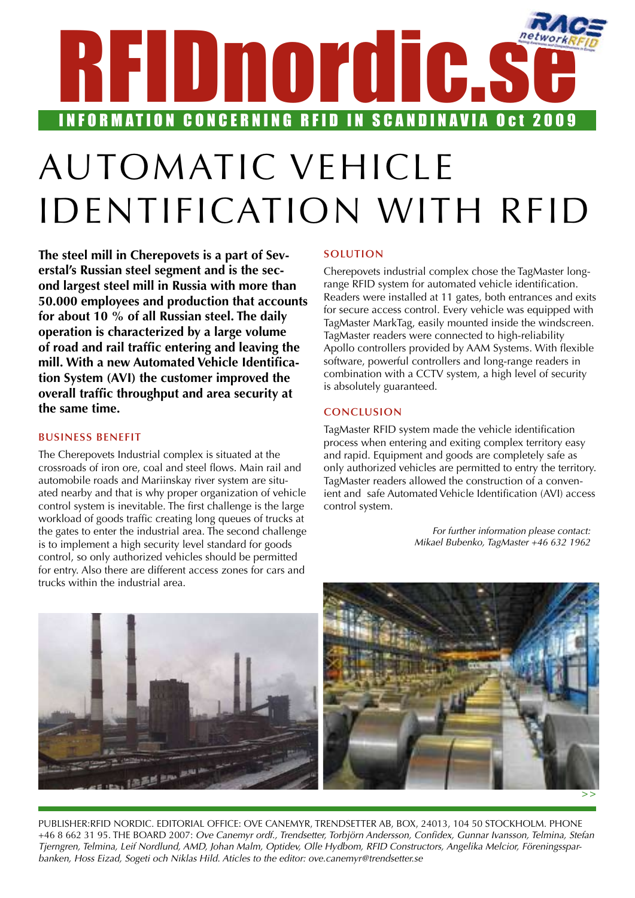# RFIDnordic.se

INFORMATION CONCERNING RFID IN SCANDINAVIA Oct 2009

# AUTOMATIC VEHICLE IDENTIFICATION WITH RFID

**The steel mill in Cherepovets is a part of Severstal's Russian steel segment and is the second largest steel mill in Russia with more than 50.000 employees and production that accounts for about 10 % of all Russian steel. The daily operation is characterized by a large volume of road and rail traffic entering and leaving the mill. With a new Automated Vehicle Identification System (AVI) the customer improved the overall traffic throughput and area security at the same time.**

## BUSINESS BENEFIT

The Cherepovets Industrial complex is situated at the crossroads of iron ore, coal and steel flows. Main rail and automobile roads and Mariinskay river system are situated nearby and that is why proper organization of vehicle control system is inevitable. The first challenge is the large workload of goods traffic creating long queues of trucks at the gates to enter the industrial area. The second challenge is to implement a high security level standard for goods control, so only authorized vehicles should be permitted for entry. Also there are different access zones for cars and trucks within the industrial area.

## SOLUTION

Cherepovets industrial complex chose the TagMaster long-range RFID system for automated vehicle identification. Readers were installed at 11 gates, both entrances and exits for secure access control. Every vehicle was equipped with TagMaster MarkTag, easily mounted inside the windscreen. TagMaster readers were connected to high-reliability Apollo controllers provided by AAM Systems. With flexible software, powerful controllers and long-range readers in combination with a CCTV system, a high level of security is absolutely guaranteed.

## CONCLUSION

TagMaster RFID system made the vehicle identification process when entering and exiting complex territory easy and rapid. Equipment and goods are completely safe as only authorized vehicles are permitted to entry the territory. TagMaster readers allowed the construction of a convenient and safe Automated Vehicle Identification (AVI) access control system.

*For further information please contact:*
*Mikael Bubenko, TagMaster +46 632 1962*

PUBLISHER:RFID NORDIC. EDITORIAL OFFICE: OVE CANEMYR, TRENDSETTER AB, BOX, 24013, 104 50 STOCKHOLM. PHONE +46 8 662 31 95. THE BOARD 2007: *Ove Canemyr ordf., Trendsetter, Torbjörn Andersson, Confidex, Gunnar Ivansson, Telmina, Stefan Tjerngren, Telmina, Leif Nordlund, AMD, Johan Malm, Optidev, Olle Hydbom, RFID Constructors, Angelika Melcior, Föreningssparbanken, Hoss Eizad, Sogeti och Niklas Hild. Aticles to the editor: ove.canemyr@trendsetter.se*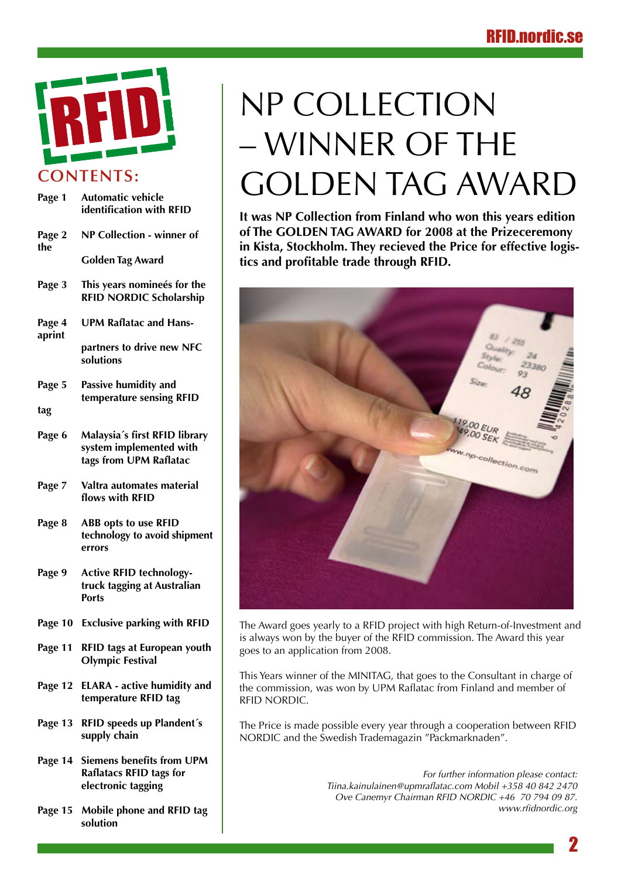## CONTENTS:

| | |
|---|---|
| Page 1 | Automatic vehicle identification with RFID |
| Page 2 | NP Collection - winner of the Golden Tag Award |
| Page 3 | This years nomineés for the RFID NORDIC Scholarship |
| Page 4 | UPM Raflatac and Hans-aprint partners to drive new NFC solutions |
| Page 5 | Passive humidity and temperature sensing RFID tag |
| Page 6 | Malaysia´s first RFID library system implemented with tags from UPM Raflatac |
| Page 7 | Valtra automates material flows with RFID |
| Page 8 | ABB opts to use RFID technology to avoid shipment errors |
| Page 9 | Active RFID technology-truck tagging at Australian Ports |
| Page 10 | Exclusive parking with RFID |
| Page 11 | RFID tags at European youth Olympic Festival |
| Page 12 | ELARA - active humidity and temperature RFID tag |
| Page 13 | RFID speeds up Plandent´s supply chain |
| Page 14 | Siemens benefits from UPM Raflatacs RFID tags for electronic tagging |
| Page 15 | Mobile phone and RFID tag solution |

# NP COLLECTION – WINNER OF THE GOLDEN TAG AWARD

**It was NP Collection from Finland who won this years edition of The GOLDEN TAG AWARD for 2008 at the Prizeceremony in Kista, Stockholm. They recieved the Price for effective logistics and profitable trade through RFID.**

The Award goes yearly to a RFID project with high Return-of-Investment and is always won by the buyer of the RFID commission. The Award this year goes to an application from 2008.

This Years winner of the MINITAG, that goes to the Consultant in charge of the commission, was won by UPM Raflatac from Finland and member of RFID NORDIC.

The Price is made possible every year through a cooperation between RFID NORDIC and the Swedish Trademagazin "Packmarknaden".

*For further information please contact:*
*Tiina.kainulainen@upmraflatac.com Mobil +358 40 842 2470*
*Ove Canemyr Chairman RFID NORDIC +46 70 794 09 87.*
*www.rfidnordic.org*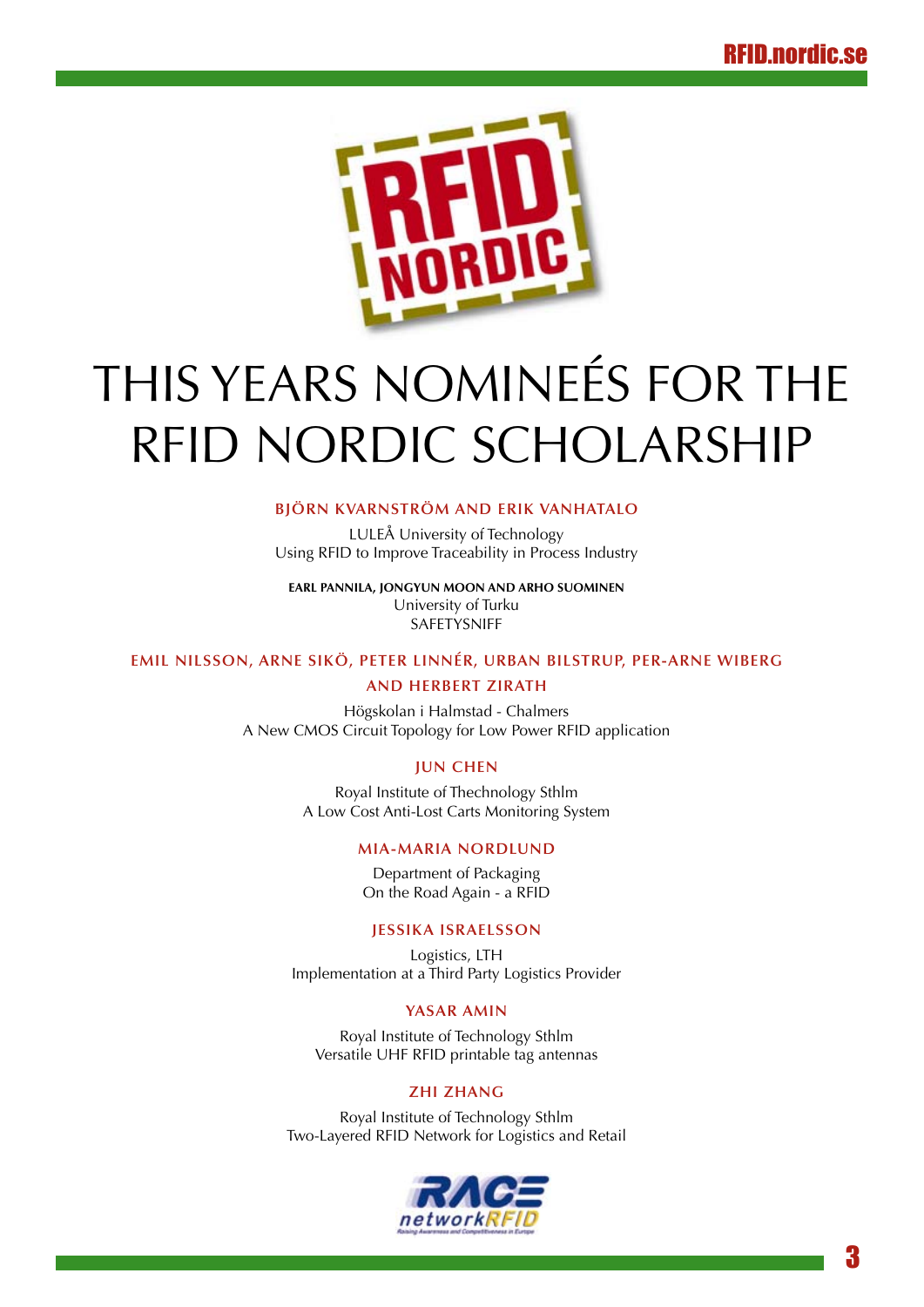# THIS YEARS NOMINEÉS FOR THE RFID NORDIC SCHOLARSHIP

**BJÖRN KVARNSTRÖM AND ERIK VANHATALO**

LULEÅ University of Technology
Using RFID to Improve Traceability in Process Industry

**EARL PANNILA, JONGYUN MOON AND ARHO SUOMINEN**

University of Turku
SAFETYSNIFF

**EMIL NILSSON, ARNE SIKÖ, PETER LINNÉR, URBAN BILSTRUP, PER-ARNE WIBERG AND HERBERT ZIRATH**

Högskolan i Halmstad - Chalmers
A New CMOS Circuit Topology for Low Power RFID application

**JUN CHEN**

Royal Institute of Thechnology Sthlm
A Low Cost Anti-Lost Carts Monitoring System

**MIA-MARIA NORDLUND**

Department of Packaging
On the Road Again - a RFID

**JESSIKA ISRAELSSON**

Logistics, LTH
Implementation at a Third Party Logistics Provider

**YASAR AMIN**

Royal Institute of Technology Sthlm
Versatile UHF RFID printable tag antennas

**ZHI ZHANG**

Royal Institute of Technology Sthlm
Two-Layered RFID Network for Logistics and Retail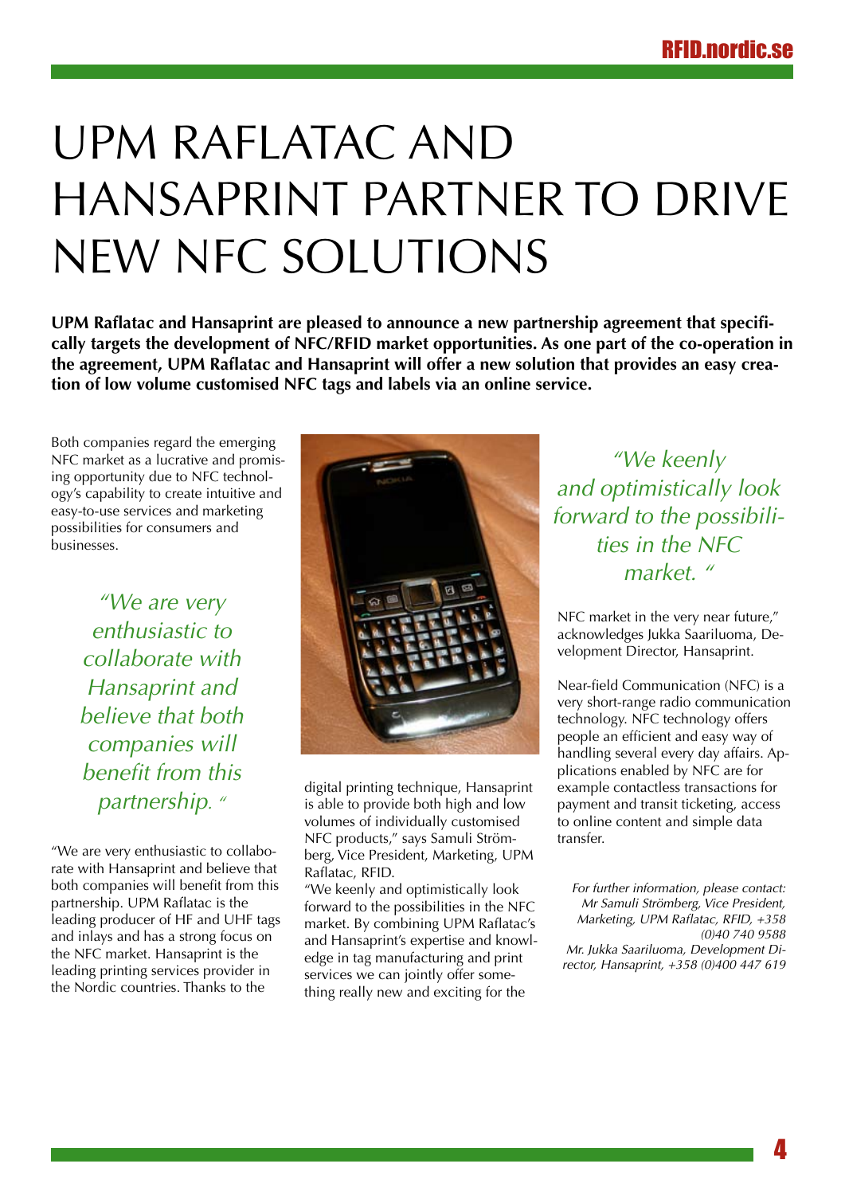# UPM RAFLATAC AND HANSAPRINT PARTNER TO DRIVE NEW NFC SOLUTIONS

**UPM Raflatac and Hansaprint are pleased to announce a new partnership agreement that specifically targets the development of NFC/RFID market opportunities. As one part of the co-operation in the agreement, UPM Raflatac and Hansaprint will offer a new solution that provides an easy creation of low volume customised NFC tags and labels via an online service.**

Both companies regard the emerging NFC market as a lucrative and promising opportunity due to NFC technology's capability to create intuitive and easy-to-use services and marketing possibilities for consumers and businesses.

*"We are very enthusiastic to collaborate with Hansaprint and believe that both companies will benefit from this partnership."*

"We are very enthusiastic to collaborate with Hansaprint and believe that both companies will benefit from this partnership. UPM Raflatac is the leading producer of HF and UHF tags and inlays and has a strong focus on the NFC market. Hansaprint is the leading printing services provider in the Nordic countries. Thanks to the digital printing technique, Hansaprint is able to provide both high and low volumes of individually customised NFC products," says Samuli Strömberg, Vice President, Marketing, UPM Raflatac, RFID.

"We keenly and optimistically look forward to the possibilities in the NFC market. By combining UPM Raflatac's and Hansaprint's expertise and knowledge in tag manufacturing and print services we can jointly offer something really new and exciting for the NFC market in the very near future," acknowledges Jukka Saariluoma, Development Director, Hansaprint.

*"We keenly and optimistically look forward to the possibilities in the NFC market."*

Near-field Communication (NFC) is a very short-range radio communication technology. NFC technology offers people an efficient and easy way of handling several every day affairs. Applications enabled by NFC are for example contactless transactions for payment and transit ticketing, access to online content and simple data transfer.

*For further information, please contact:*
*Mr Samuli Strömberg, Vice President, Marketing, UPM Raflatac, RFID, +358 (0)40 740 9588*
*Mr. Jukka Saariluoma, Development Director, Hansaprint, +358 (0)400 447 619*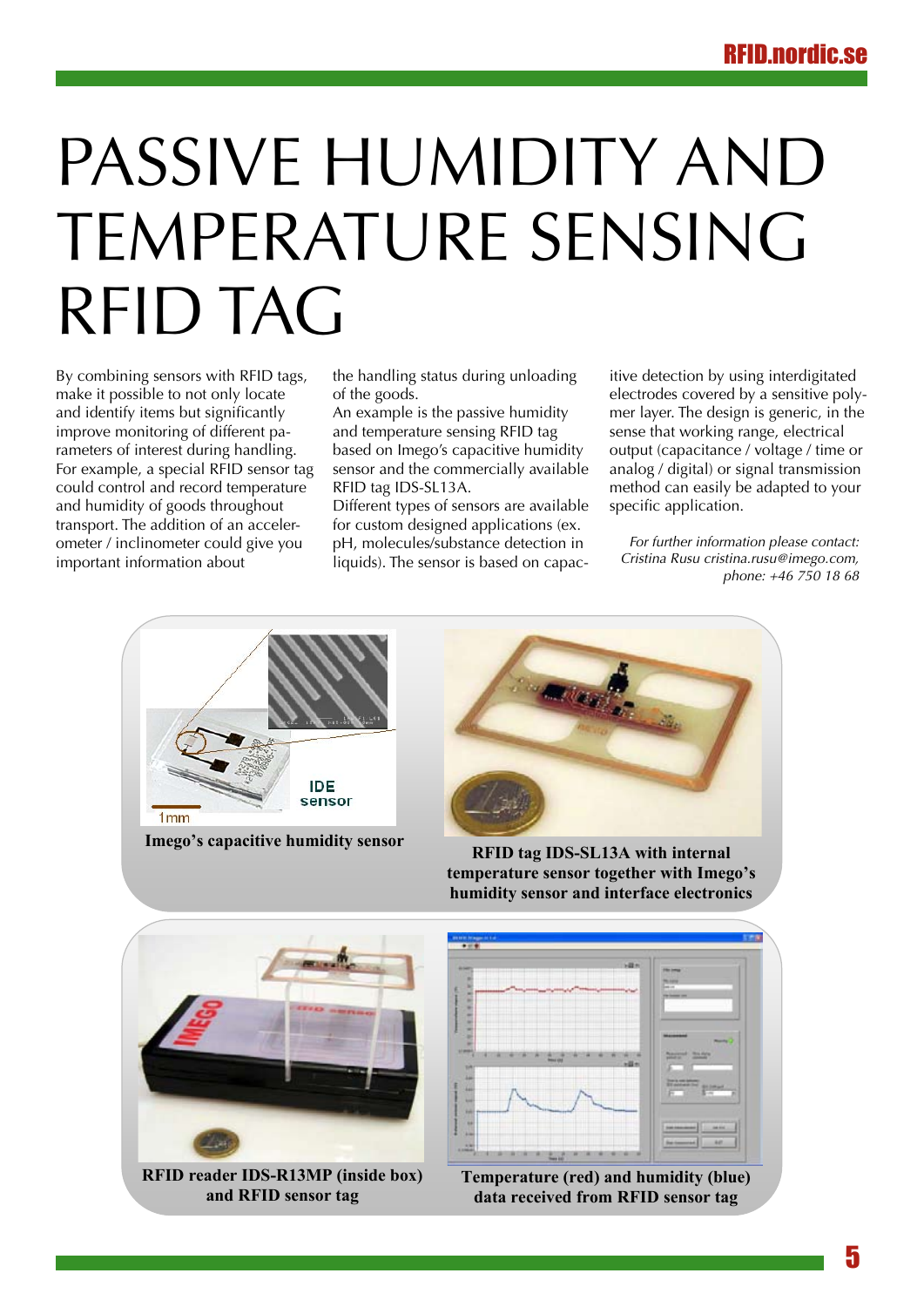# PASSIVE HUMIDITY AND TEMPERATURE SENSING RFID TAG

By combining sensors with RFID tags, make it possible to not only locate and identify items but significantly improve monitoring of different parameters of interest during handling. For example, a special RFID sensor tag could control and record temperature and humidity of goods throughout transport. The addition of an accelerometer / inclinometer could give you important information about the handling status during unloading of the goods.

An example is the passive humidity and temperature sensing RFID tag based on Imego's capacitive humidity sensor and the commercially available RFID tag IDS-SL13A.

Different types of sensors are available for custom designed applications (ex. pH, molecules/substance detection in liquids). The sensor is based on capacitive detection by using interdigitated electrodes covered by a sensitive polymer layer. The design is generic, in the sense that working range, electrical output (capacitance / voltage / time or analog / digital) or signal transmission method can easily be adapted to your specific application.

*For further information please contact: Cristina Rusu cristina.rusu@imego.com, phone: +46 750 18 68*

**Imego's capacitive humidity sensor**

**RFID tag IDS-SL13A with internal temperature sensor together with Imego's humidity sensor and interface electronics**

**RFID reader IDS-R13MP (inside box) and RFID sensor tag**

**Temperature (red) and humidity (blue) data received from RFID sensor tag**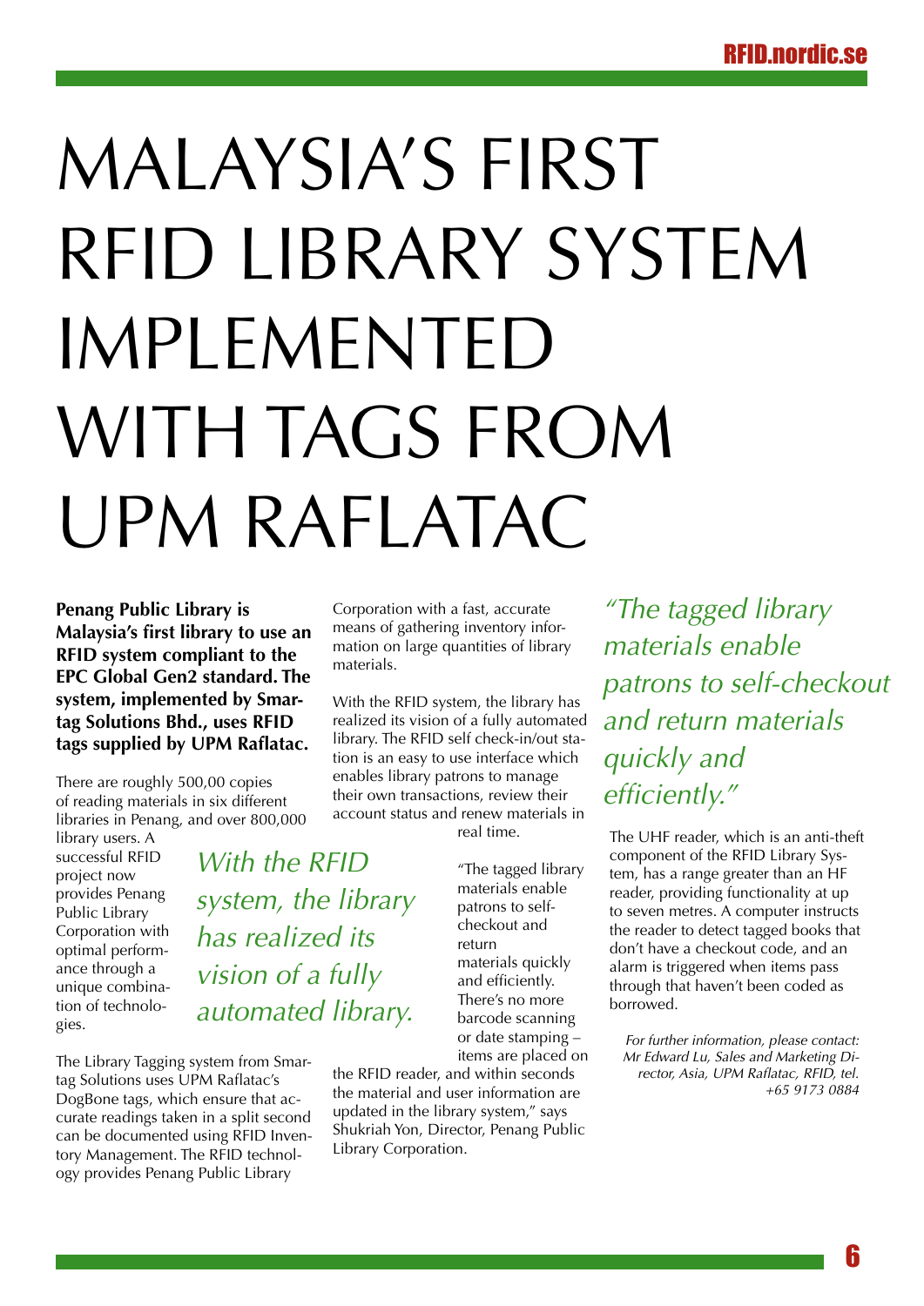# MALAYSIA'S FIRST RFID LIBRARY SYSTEM IMPLEMENTED WITH TAGS FROM UPM RAFLATAC

**Penang Public Library is Malaysia's first library to use an RFID system compliant to the EPC Global Gen2 standard. The system, implemented by Smartag Solutions Bhd., uses RFID tags supplied by UPM Raflatac.**

There are roughly 500,00 copies of reading materials in six different libraries in Penang, and over 800,000 library users. A successful RFID project now provides Penang Public Library Corporation with optimal performance through a unique combination of technologies.

*With the RFID system, the library has realized its vision of a fully automated library.*

The Library Tagging system from Smartag Solutions uses UPM Raflatac's DogBone tags, which ensure that accurate readings taken in a split second can be documented using RFID Inventory Management. The RFID technology provides Penang Public Library Corporation with a fast, accurate means of gathering inventory information on large quantities of library materials.

With the RFID system, the library has realized its vision of a fully automated library. The RFID self check-in/out station is an easy to use interface which enables library patrons to manage their own transactions, review their account status and renew materials in real time.

"The tagged library materials enable patrons to self-checkout and return materials quickly and efficiently. There's no more barcode scanning or date stamping – items are placed on the RFID reader, and within seconds the material and user information are updated in the library system," says Shukriah Yon, Director, Penang Public Library Corporation.

*"The tagged library materials enable patrons to self-checkout and return materials quickly and efficiently."*

The UHF reader, which is an anti-theft component of the RFID Library System, has a range greater than an HF reader, providing functionality at up to seven metres. A computer instructs the reader to detect tagged books that don't have a checkout code, and an alarm is triggered when items pass through that haven't been coded as borrowed.

*For further information, please contact: Mr Edward Lu, Sales and Marketing Director, Asia, UPM Raflatac, RFID, tel. +65 9173 0884*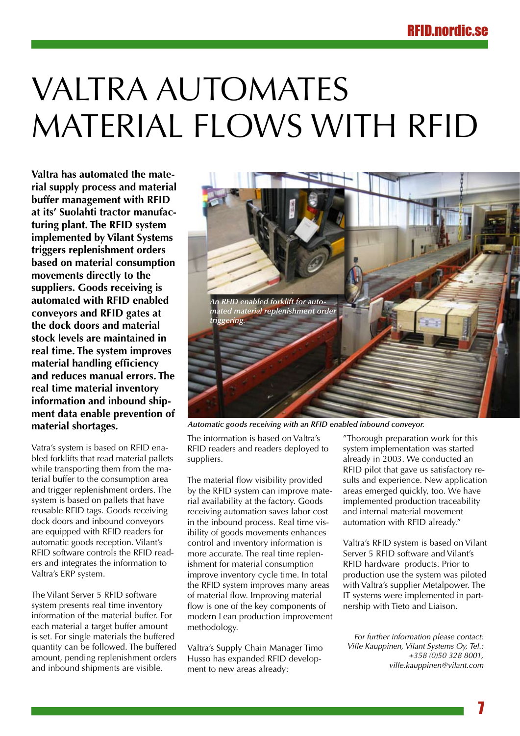# VALTRA AUTOMATES MATERIAL FLOWS WITH RFID

**Valtra has automated the material supply process and material buffer management with RFID at its' Suolahti tractor manufacturing plant. The RFID system implemented by Vilant Systems triggers replenishment orders based on material consumption movements directly to the suppliers. Goods receiving is automated with RFID enabled conveyors and RFID gates at the dock doors and material stock levels are maintained in real time. The system improves material handling efficiency and reduces manual errors. The real time material inventory information and inbound shipment data enable prevention of material shortages.**

*An RFID enabled forklift for automated material replenishment order triggering.*

***Automatic goods receiving with an RFID enabled inbound conveyor.***

Vatra's system is based on RFID enabled forklifts that read material pallets while transporting them from the material buffer to the consumption area and trigger replenishment orders. The system is based on pallets that have reusable RFID tags. Goods receiving dock doors and inbound conveyors are equipped with RFID readers for automatic goods reception. Vilant's RFID software controls the RFID readers and integrates the information to Valtra's ERP system.

The Vilant Server 5 RFID software system presents real time inventory information of the material buffer. For each material a target buffer amount is set. For single materials the buffered quantity can be followed. The buffered amount, pending replenishment orders and inbound shipments are visible.

The information is based on Valtra's RFID readers and readers deployed to suppliers.

The material flow visibility provided by the RFID system can improve material availability at the factory. Goods receiving automation saves labor cost in the inbound process. Real time visibility of goods movements enhances control and inventory information is more accurate. The real time replenishment for material consumption improve inventory cycle time. In total the RFID system improves many areas of material flow. Improving material flow is one of the key components of modern Lean production improvement methodology.

Valtra's Supply Chain Manager Timo Husso has expanded RFID development to new areas already:

"Thorough preparation work for this system implementation was started already in 2003. We conducted an RFID pilot that gave us satisfactory results and experience. New application areas emerged quickly, too. We have implemented production traceability and internal material movement automation with RFID already."

Valtra's RFID system is based on Vilant Server 5 RFID software and Vilant's RFID hardware products. Prior to production use the system was piloted with Valtra's supplier Metalpower. The IT systems were implemented in partnership with Tieto and Liaison.

*For further information please contact: Ville Kauppinen, Vilant Systems Oy, Tel.: +358 (0)50 328 8001, ville.kauppinen@vilant.com*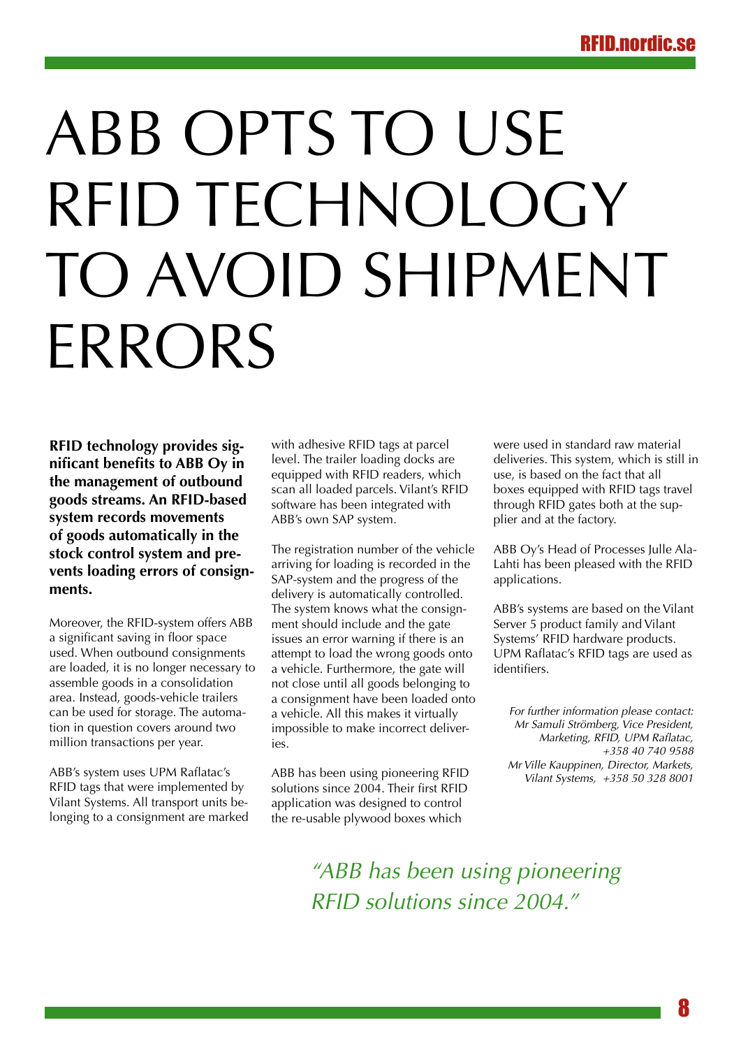# ABB OPTS TO USE RFID TECHNOLOGY TO AVOID SHIPMENT ERRORS

**RFID technology provides significant benefits to ABB Oy in the management of outbound goods streams. An RFID-based system records movements of goods automatically in the stock control system and prevents loading errors of consignments.**

Moreover, the RFID-system offers ABB a significant saving in floor space used. When outbound consignments are loaded, it is no longer necessary to assemble goods in a consolidation area. Instead, goods-vehicle trailers can be used for storage. The automation in question covers around two million transactions per year.

ABB's system uses UPM Raflatac's RFID tags that were implemented by Vilant Systems. All transport units belonging to a consignment are marked with adhesive RFID tags at parcel level. The trailer loading docks are equipped with RFID readers, which scan all loaded parcels. Vilant's RFID software has been integrated with ABB's own SAP system.

The registration number of the vehicle arriving for loading is recorded in the SAP-system and the progress of the delivery is automatically controlled. The system knows what the consignment should include and the gate issues an error warning if there is an attempt to load the wrong goods onto a vehicle. Furthermore, the gate will not close until all goods belonging to a consignment have been loaded onto a vehicle. All this makes it virtually impossible to make incorrect deliveries.

ABB has been using pioneering RFID solutions since 2004. Their first RFID application was designed to control the re-usable plywood boxes which were used in standard raw material deliveries. This system, which is still in use, is based on the fact that all boxes equipped with RFID tags travel through RFID gates both at the supplier and at the factory.

ABB Oy's Head of Processes Julle Ala-Lahti has been pleased with the RFID applications.

ABB's systems are based on the Vilant Server 5 product family and Vilant Systems' RFID hardware products. UPM Raflatac's RFID tags are used as identifiers.

*For further information please contact:*
*Mr Samuli Strömberg, Vice President, Marketing, RFID, UPM Raflatac, +358 40 740 9588*
*Mr Ville Kauppinen, Director, Markets, Vilant Systems, +358 50 328 8001*

*"ABB has been using pioneering RFID solutions since 2004."*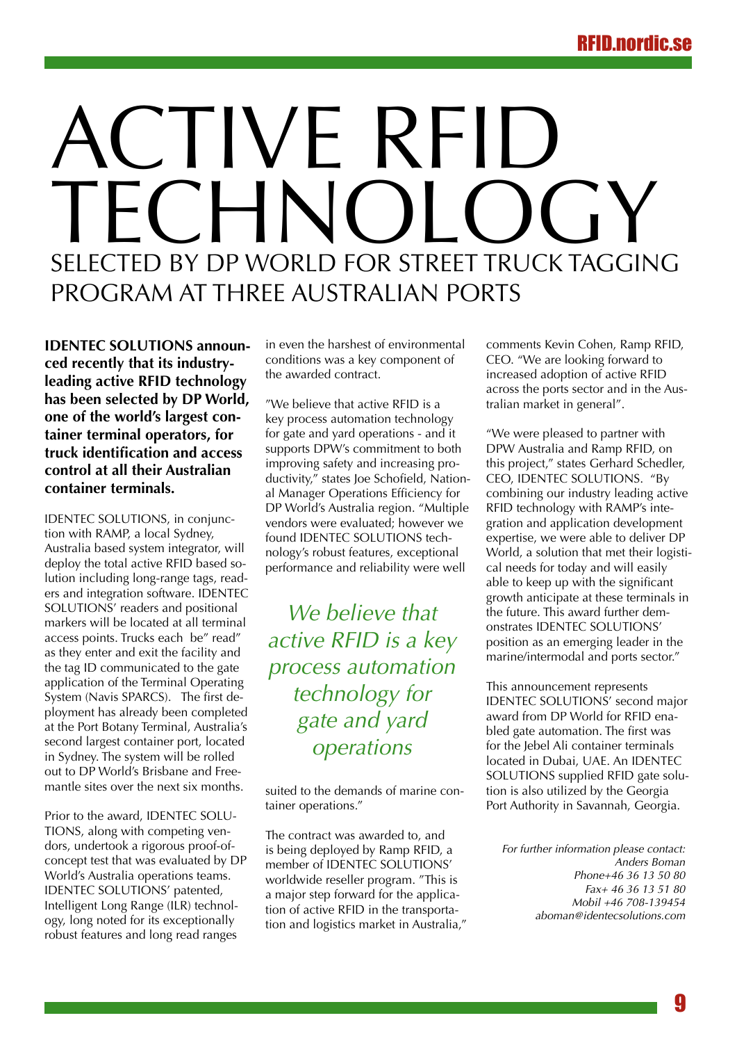# ACTIVE RFID TECHNOLOGY

## SELECTED BY DP WORLD FOR STREET TRUCK TAGGING PROGRAM AT THREE AUSTRALIAN PORTS

**IDENTEC SOLUTIONS announced recently that its industry-leading active RFID technology has been selected by DP World, one of the world's largest container terminal operators, for truck identification and access control at all their Australian container terminals.**

IDENTEC SOLUTIONS, in conjunction with RAMP, a local Sydney, Australia based system integrator, will deploy the total active RFID based solution including long-range tags, readers and integration software. IDENTEC SOLUTIONS' readers and positional markers will be located at all terminal access points. Trucks each be" read" as they enter and exit the facility and the tag ID communicated to the gate application of the Terminal Operating System (Navis SPARCS). The first deployment has already been completed at the Port Botany Terminal, Australia's second largest container port, located in Sydney. The system will be rolled out to DP World's Brisbane and Freemantle sites over the next six months.

Prior to the award, IDENTEC SOLUTIONS, along with competing vendors, undertook a rigorous proof-of-concept test that was evaluated by DP World's Australia operations teams. IDENTEC SOLUTIONS' patented, Intelligent Long Range (ILR) technology, long noted for its exceptionally robust features and long read ranges in even the harshest of environmental conditions was a key component of the awarded contract.

"We believe that active RFID is a key process automation technology for gate and yard operations - and it supports DPW's commitment to both improving safety and increasing productivity," states Joe Schofield, National Manager Operations Efficiency for DP World's Australia region. "Multiple vendors were evaluated; however we found IDENTEC SOLUTIONS technology's robust features, exceptional performance and reliability were well suited to the demands of marine container operations."

*We believe that active RFID is a key process automation technology for gate and yard operations*

The contract was awarded to, and is being deployed by Ramp RFID, a member of IDENTEC SOLUTIONS' worldwide reseller program. "This is a major step forward for the application of active RFID in the transportation and logistics market in Australia," comments Kevin Cohen, Ramp RFID, CEO. "We are looking forward to increased adoption of active RFID across the ports sector and in the Australian market in general".

"We were pleased to partner with DPW Australia and Ramp RFID, on this project," states Gerhard Schedler, CEO, IDENTEC SOLUTIONS. "By combining our industry leading active RFID technology with RAMP's integration and application development expertise, we were able to deliver DP World, a solution that met their logistical needs for today and will easily able to keep up with the significant growth anticipate at these terminals in the future. This award further demonstrates IDENTEC SOLUTIONS' position as an emerging leader in the marine/intermodal and ports sector."

This announcement represents IDENTEC SOLUTIONS' second major award from DP World for RFID enabled gate automation. The first was for the Jebel Ali container terminals located in Dubai, UAE. An IDENTEC SOLUTIONS supplied RFID gate solution is also utilized by the Georgia Port Authority in Savannah, Georgia.

*For further information please contact:*
*Anders Boman*
*Phone+46 36 13 50 80*
*Fax+ 46 36 13 51 80*
*Mobil +46 708-139454*
*aboman@identecsolutions.com*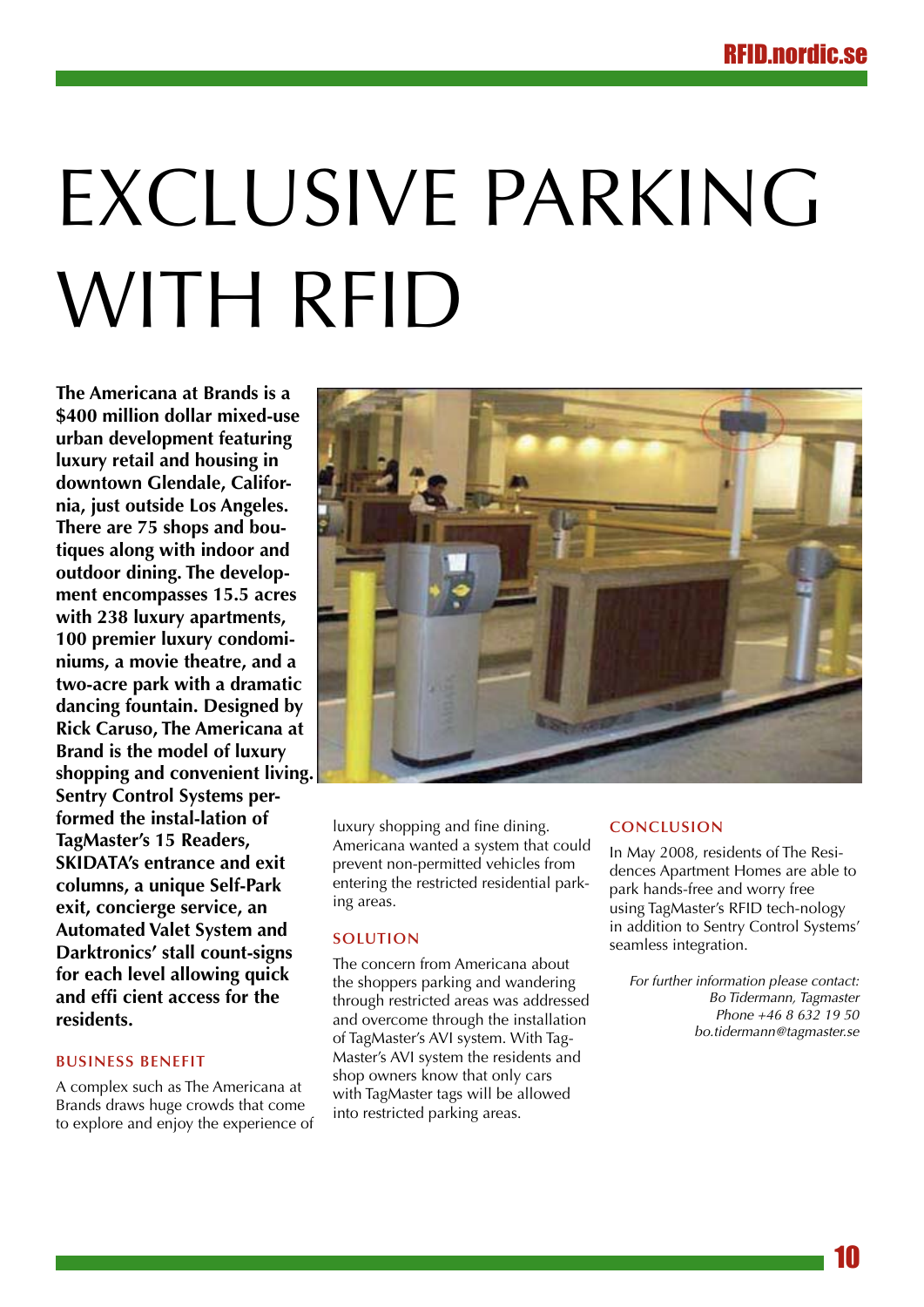# EXCLUSIVE PARKING WITH RFID

**The Americana at Brands is a $400 million dollar mixed-use urban development featuring luxury retail and housing in downtown Glendale, California, just outside Los Angeles. There are 75 shops and boutiques along with indoor and outdoor dining. The development encompasses 15.5 acres with 238 luxury apartments, 100 premier luxury condominiums, a movie theatre, and a two-acre park with a dramatic dancing fountain. Designed by Rick Caruso, The Americana at Brand is the model of luxury shopping and convenient living. Sentry Control Systems performed the instal-lation of TagMaster's 15 Readers, SKIDATA's entrance and exit columns, a unique Self-Park exit, concierge service, an Automated Valet System and Darktronics' stall count-signs for each level allowing quick and effi cient access for the residents.**

### BUSINESS BENEFIT

A complex such as The Americana at Brands draws huge crowds that come to explore and enjoy the experience of luxury shopping and fine dining. Americana wanted a system that could prevent non-permitted vehicles from entering the restricted residential parking areas.

### SOLUTION

The concern from Americana about the shoppers parking and wandering through restricted areas was addressed and overcome through the installation of TagMaster's AVI system. With TagMaster's AVI system the residents and shop owners know that only cars with TagMaster tags will be allowed into restricted parking areas.

### CONCLUSION

In May 2008, residents of The Residences Apartment Homes are able to park hands-free and worry free using TagMaster's RFID tech-nology in addition to Sentry Control Systems' seamless integration.

*For further information please contact:*
*Bo Tidermann, Tagmaster*
*Phone +46 8 632 19 50*
*bo.tidermann@tagmaster.se*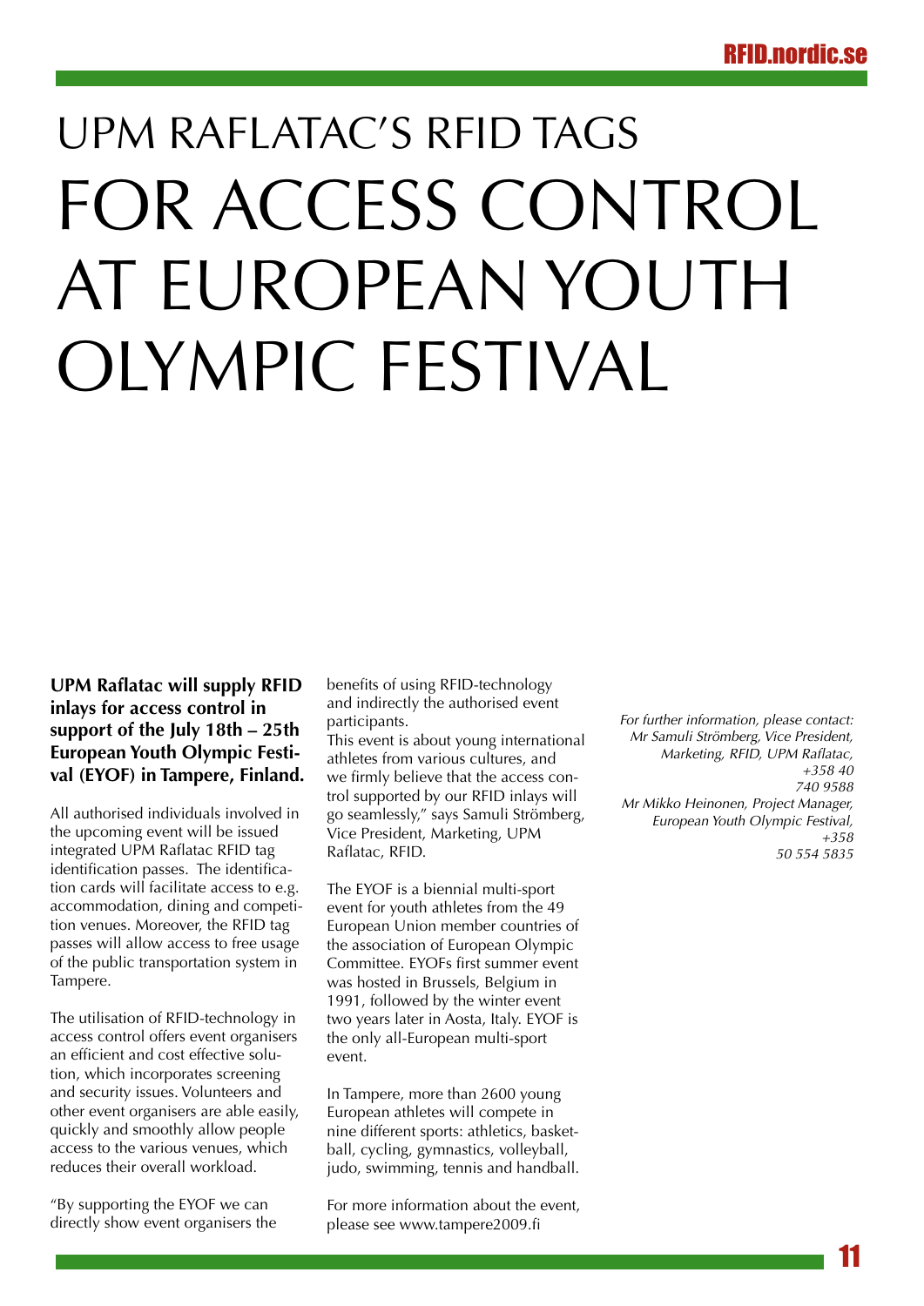# UPM RAFLATAC'S RFID TAGS FOR ACCESS CONTROL AT EUROPEAN YOUTH OLYMPIC FESTIVAL

**UPM Raflatac will supply RFID inlays for access control in support of the July 18th – 25th European Youth Olympic Festival (EYOF) in Tampere, Finland.**

All authorised individuals involved in the upcoming event will be issued integrated UPM Raflatac RFID tag identification passes. The identification cards will facilitate access to e.g. accommodation, dining and competition venues. Moreover, the RFID tag passes will allow access to free usage of the public transportation system in Tampere.

The utilisation of RFID-technology in access control offers event organisers an efficient and cost effective solution, which incorporates screening and security issues. Volunteers and other event organisers are able easily, quickly and smoothly allow people access to the various venues, which reduces their overall workload.

"By supporting the EYOF we can directly show event organisers the benefits of using RFID-technology and indirectly the authorised event participants.
This event is about young international athletes from various cultures, and we firmly believe that the access control supported by our RFID inlays will go seamlessly," says Samuli Strömberg, Vice President, Marketing, UPM Raflatac, RFID.

The EYOF is a biennial multi-sport event for youth athletes from the 49 European Union member countries of the association of European Olympic Committee. EYOFs first summer event was hosted in Brussels, Belgium in 1991, followed by the winter event two years later in Aosta, Italy. EYOF is the only all-European multi-sport event.

In Tampere, more than 2600 young European athletes will compete in nine different sports: athletics, basketball, cycling, gymnastics, volleyball, judo, swimming, tennis and handball.

For more information about the event, please see www.tampere2009.fi

*For further information, please contact:*
*Mr Samuli Strömberg, Vice President, Marketing, RFID, UPM Raflatac, +358 40 740 9588*
*Mr Mikko Heinonen, Project Manager, European Youth Olympic Festival, +358 50 554 5835*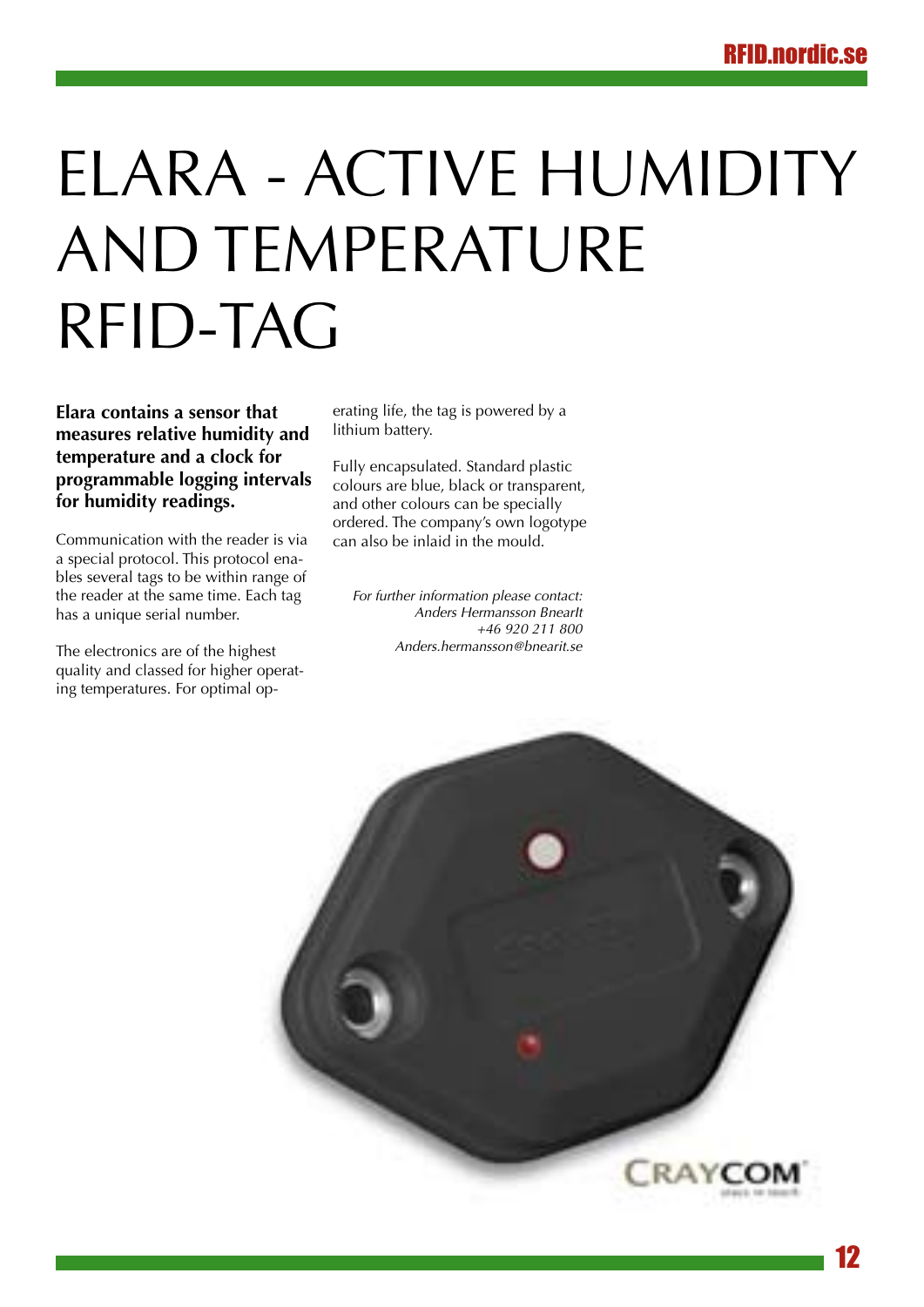# ELARA - ACTIVE HUMIDITY AND TEMPERATURE RFID-TAG

**Elara contains a sensor that measures relative humidity and temperature and a clock for programmable logging intervals for humidity readings.**

Communication with the reader is via a special protocol. This protocol enables several tags to be within range of the reader at the same time. Each tag has a unique serial number.

The electronics are of the highest quality and classed for higher operating temperatures. For optimal operating life, the tag is powered by a lithium battery.

Fully encapsulated. Standard plastic colours are blue, black or transparent, and other colours can be specially ordered. The company's own logotype can also be inlaid in the mould.

*For further information please contact:*
*Anders Hermansson BnearIt*
*+46 920 211 800*
*Anders.hermansson@bnearit.se*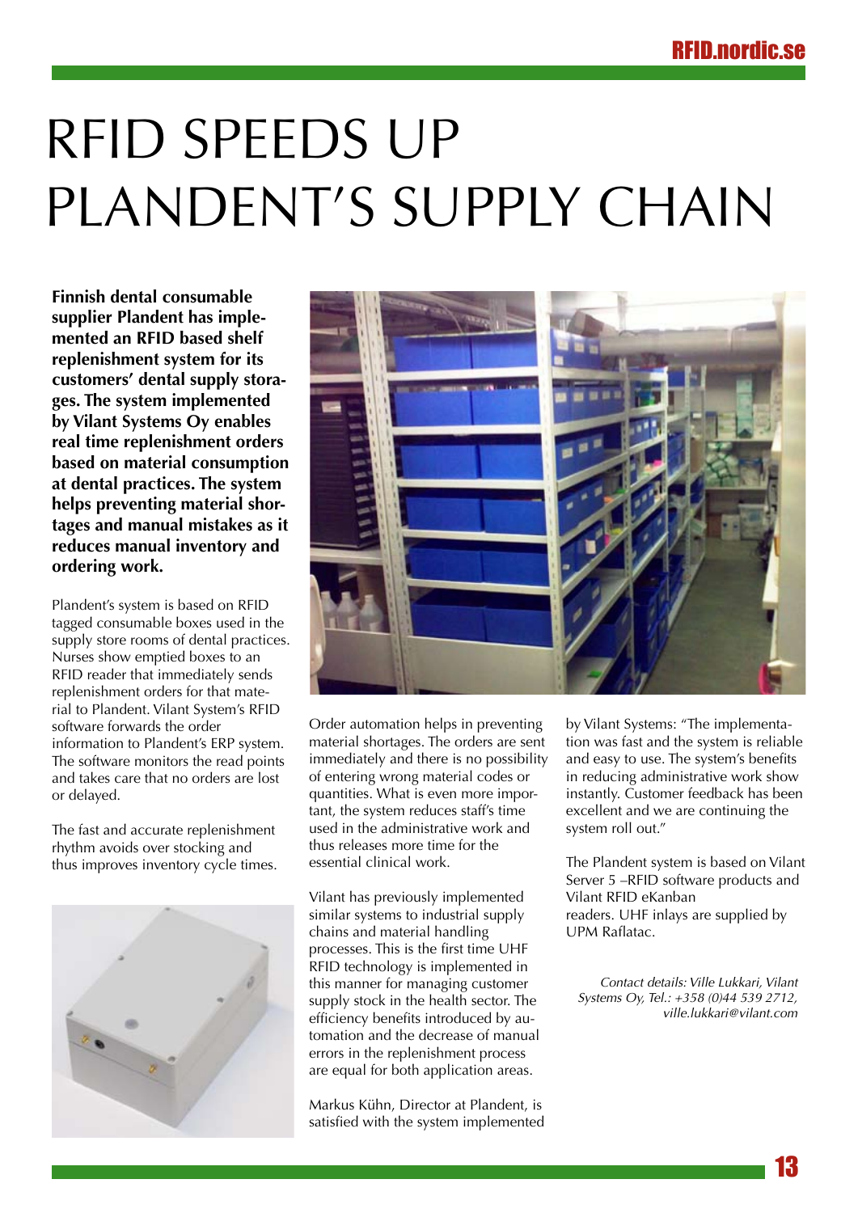# RFID SPEEDS UP PLANDENT'S SUPPLY CHAIN

**Finnish dental consumable supplier Plandent has implemented an RFID based shelf replenishment system for its customers' dental supply storages. The system implemented by Vilant Systems Oy enables real time replenishment orders based on material consumption at dental practices. The system helps preventing material shortages and manual mistakes as it reduces manual inventory and ordering work.**

Plandent's system is based on RFID tagged consumable boxes used in the supply store rooms of dental practices. Nurses show emptied boxes to an RFID reader that immediately sends replenishment orders for that material to Plandent. Vilant System's RFID software forwards the order information to Plandent's ERP system. The software monitors the read points and takes care that no orders are lost or delayed.

The fast and accurate replenishment rhythm avoids over stocking and thus improves inventory cycle times.

Order automation helps in preventing material shortages. The orders are sent immediately and there is no possibility of entering wrong material codes or quantities. What is even more important, the system reduces staff's time used in the administrative work and thus releases more time for the essential clinical work.

Vilant has previously implemented similar systems to industrial supply chains and material handling processes. This is the first time UHF RFID technology is implemented in this manner for managing customer supply stock in the health sector. The efficiency benefits introduced by automation and the decrease of manual errors in the replenishment process are equal for both application areas.

Markus Kühn, Director at Plandent, is satisfied with the system implemented by Vilant Systems: "The implementation was fast and the system is reliable and easy to use. The system's benefits in reducing administrative work show instantly. Customer feedback has been excellent and we are continuing the system roll out."

The Plandent system is based on Vilant Server 5 –RFID software products and Vilant RFID eKanban readers. UHF inlays are supplied by UPM Raflatac.

*Contact details: Ville Lukkari, Vilant Systems Oy, Tel.: +358 (0)44 539 2712, ville.lukkari@vilant.com*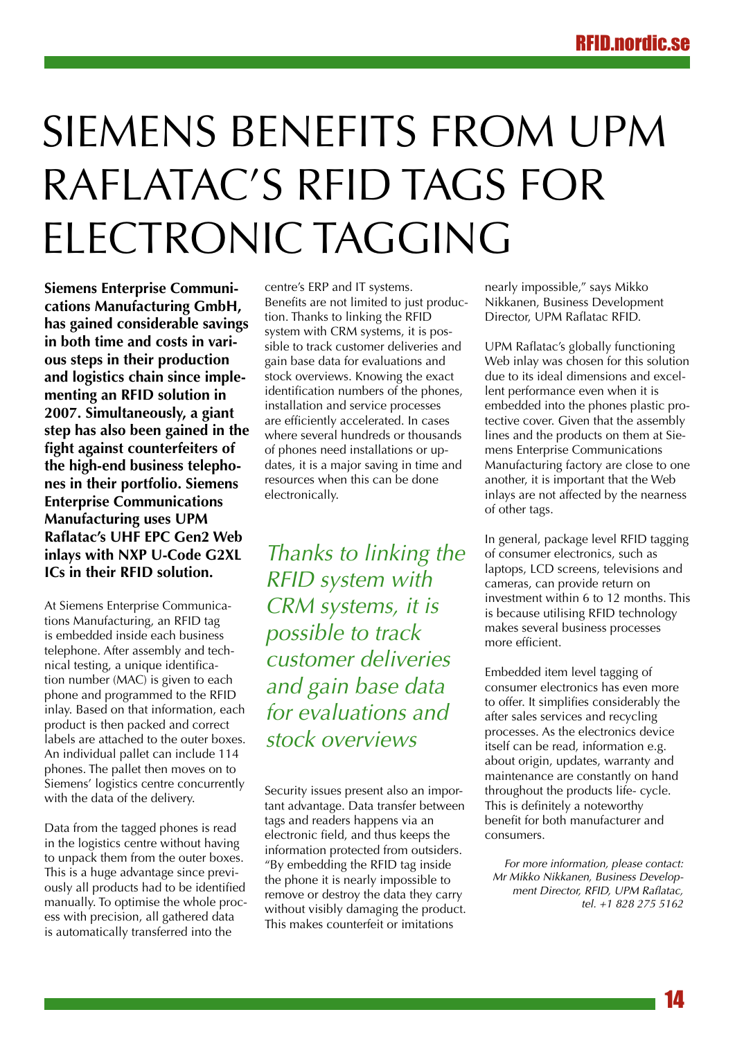# SIEMENS BENEFITS FROM UPM RAFLATAC'S RFID TAGS FOR ELECTRONIC TAGGING

**Siemens Enterprise Communications Manufacturing GmbH, has gained considerable savings in both time and costs in various steps in their production and logistics chain since implementing an RFID solution in 2007. Simultaneously, a giant step has also been gained in the fight against counterfeiters of the high-end business telephones in their portfolio. Siemens Enterprise Communications Manufacturing uses UPM Raflatac's UHF EPC Gen2 Web inlays with NXP U-Code G2XL ICs in their RFID solution.**

At Siemens Enterprise Communications Manufacturing, an RFID tag is embedded inside each business telephone. After assembly and technical testing, a unique identification number (MAC) is given to each phone and programmed to the RFID inlay. Based on that information, each product is then packed and correct labels are attached to the outer boxes. An individual pallet can include 114 phones. The pallet then moves on to Siemens' logistics centre concurrently with the data of the delivery.

Data from the tagged phones is read in the logistics centre without having to unpack them from the outer boxes. This is a huge advantage since previously all products had to be identified manually. To optimise the whole process with precision, all gathered data is automatically transferred into the centre's ERP and IT systems. Benefits are not limited to just production. Thanks to linking the RFID system with CRM systems, it is possible to track customer deliveries and gain base data for evaluations and stock overviews. Knowing the exact identification numbers of the phones, installation and service processes are efficiently accelerated. In cases where several hundreds or thousands of phones need installations or updates, it is a major saving in time and resources when this can be done electronically.

*Thanks to linking the RFID system with CRM systems, it is possible to track customer deliveries and gain base data for evaluations and stock overviews*

Security issues present also an important advantage. Data transfer between tags and readers happens via an electronic field, and thus keeps the information protected from outsiders. "By embedding the RFID tag inside the phone it is nearly impossible to remove or destroy the data they carry without visibly damaging the product. This makes counterfeit or imitations nearly impossible," says Mikko Nikkanen, Business Development Director, UPM Raflatac RFID.

UPM Raflatac's globally functioning Web inlay was chosen for this solution due to its ideal dimensions and excellent performance even when it is embedded into the phones plastic protective cover. Given that the assembly lines and the products on them at Siemens Enterprise Communications Manufacturing factory are close to one another, it is important that the Web inlays are not affected by the nearness of other tags.

In general, package level RFID tagging of consumer electronics, such as laptops, LCD screens, televisions and cameras, can provide return on investment within 6 to 12 months. This is because utilising RFID technology makes several business processes more efficient.

Embedded item level tagging of consumer electronics has even more to offer. It simplifies considerably the after sales services and recycling processes. As the electronics device itself can be read, information e.g. about origin, updates, warranty and maintenance are constantly on hand throughout the products life- cycle. This is definitely a noteworthy benefit for both manufacturer and consumers.

*For more information, please contact: Mr Mikko Nikkanen, Business Development Director, RFID, UPM Raflatac, tel. +1 828 275 5162*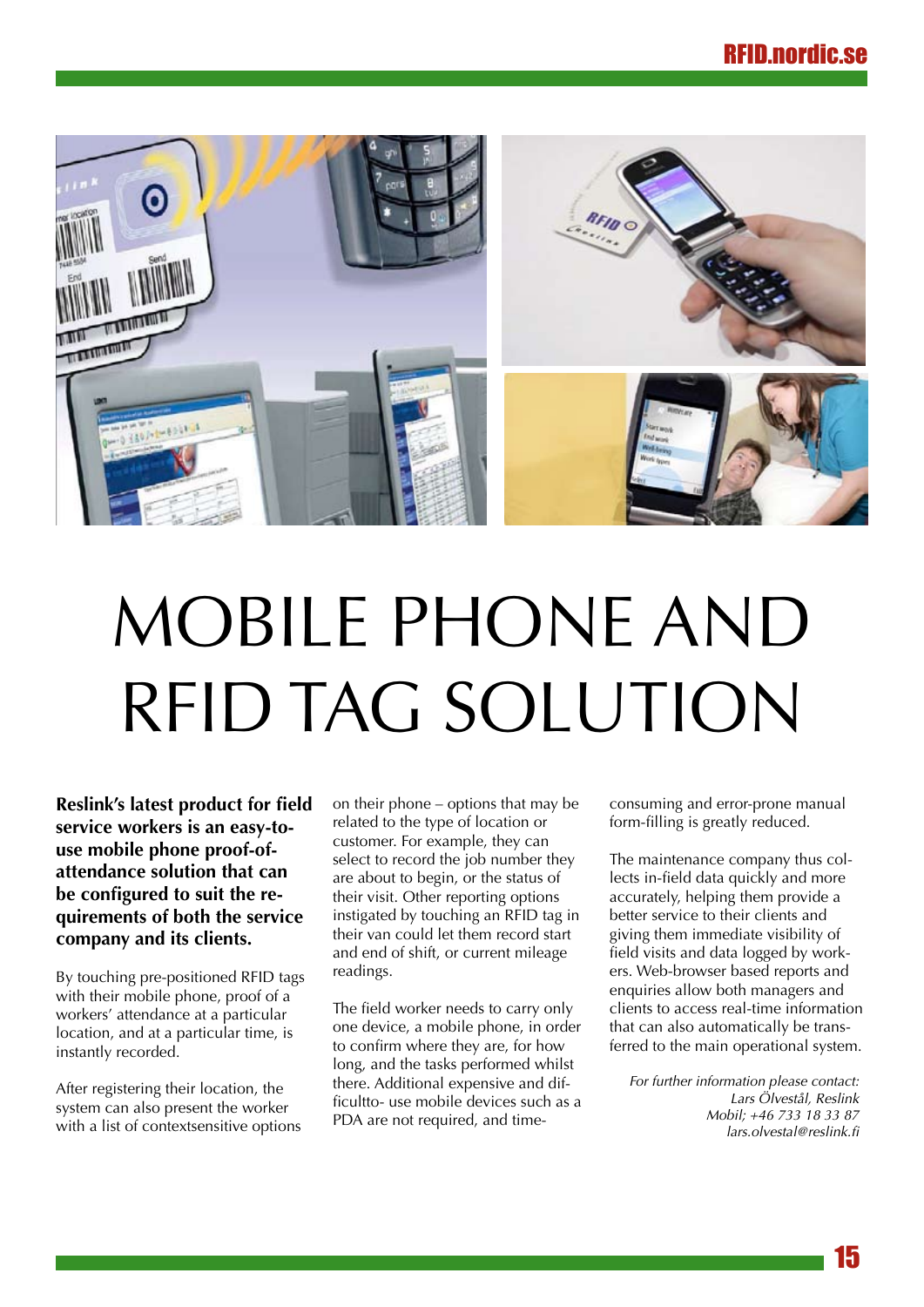# MOBILE PHONE AND RFID TAG SOLUTION

**Reslink's latest product for field service workers is an easy-to-use mobile phone proof-of-attendance solution that can be configured to suit the requirements of both the service company and its clients.**

By touching pre-positioned RFID tags with their mobile phone, proof of a workers' attendance at a particular location, and at a particular time, is instantly recorded.

After registering their location, the system can also present the worker with a list of contextsensitive options on their phone – options that may be related to the type of location or customer. For example, they can select to record the job number they are about to begin, or the status of their visit. Other reporting options instigated by touching an RFID tag in their van could let them record start and end of shift, or current mileage readings.

The field worker needs to carry only one device, a mobile phone, in order to confirm where they are, for how long, and the tasks performed whilst there. Additional expensive and difficultto- use mobile devices such as a PDA are not required, and time-consuming and error-prone manual form-filling is greatly reduced.

The maintenance company thus collects in-field data quickly and more accurately, helping them provide a better service to their clients and giving them immediate visibility of field visits and data logged by workers. Web-browser based reports and enquiries allow both managers and clients to access real-time information that can also automatically be transferred to the main operational system.

*For further information please contact:*
*Lars Ölvestål, Reslink*
*Mobil; +46 733 18 33 87*
*lars.olvestal@reslink.fi*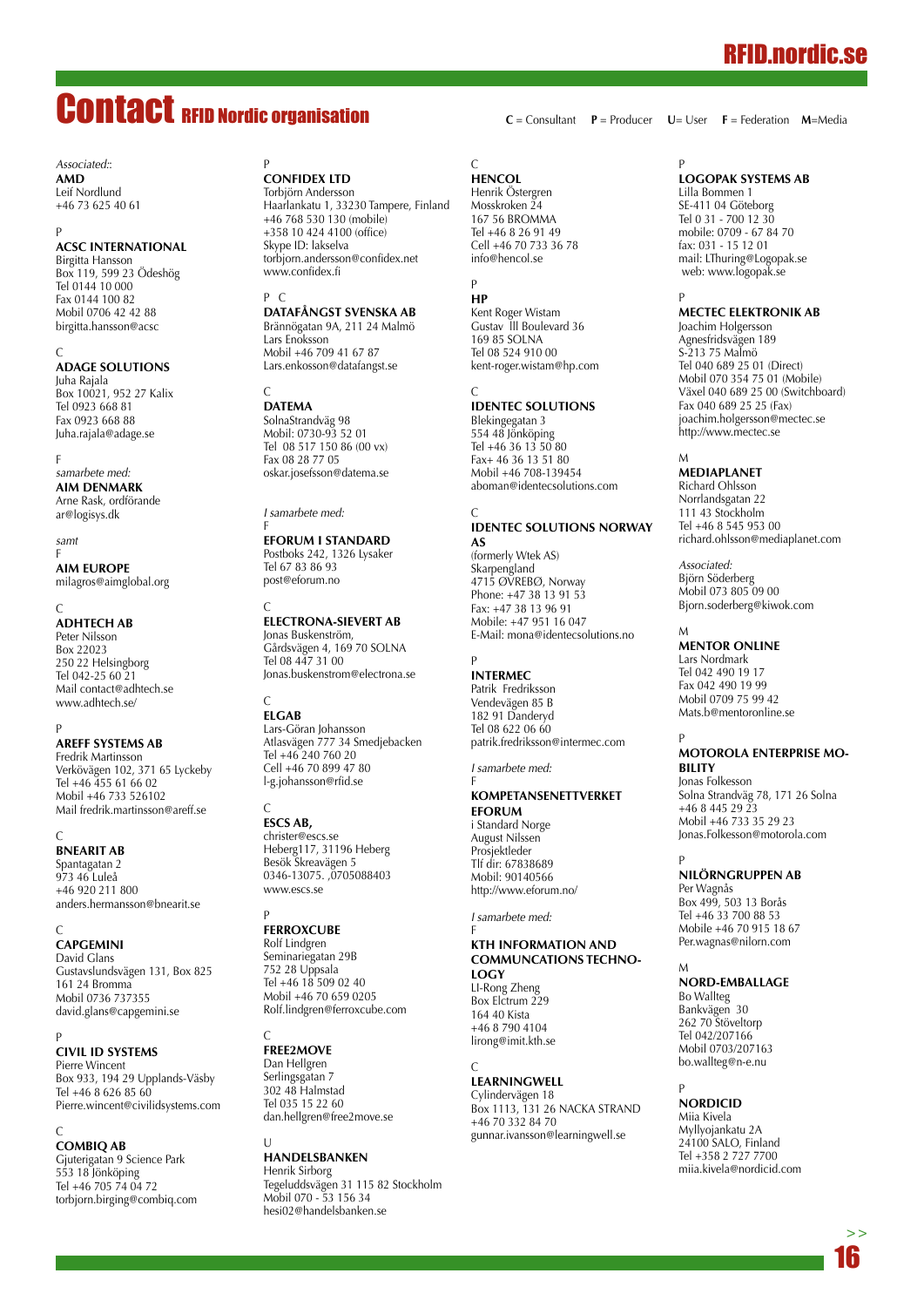# Contact RFID Nordic organisation

**C** = Consultant **P** = Producer **U**= User **F** = Federation **M**=Media

*Associated:*:
**AMD**
Leif Nordlund
+46 73 625 40 61

P
**ACSC INTERNATIONAL**
Birgitta Hansson
Box 119, 599 23 Ödeshög
Tel 0144 10 000
Fax 0144 100 82
Mobil 0706 42 42 88
birgitta.hansson@acsc

C
**ADAGE SOLUTIONS**
Juha Rajala
Box 10021, 952 27 Kalix
Tel 0923 668 81
Fax 0923 668 88
Juha.rajala@adage.se

F
*samarbete med:*
**AIM DENMARK**
Arne Rask, ordförande
ar@logisys.dk

*samt*
F
**AIM EUROPE**
milagros@aimglobal.org

C
**ADHTECH AB**
Peter Nilsson
Box 22023
250 22 Helsingborg
Tel 042-25 60 21
Mail contact@adhtech.se
www.adhtech.se/

P
**AREFF SYSTEMS AB**
Fredrik Martinsson
Verkövägen 102, 371 65 Lyckeby
Tel +46 455 61 66 02
Mobil +46 733 526102
Mail fredrik.martinsson@areff.se

C
**BNEARIT AB**
Spantagatan 2
973 46 Luleå
+46 920 211 800
anders.hermansson@bnearit.se

C
**CAPGEMINI**
David Glans
Gustavslundsvägen 131, Box 825
161 24 Bromma
Mobil 0736 737355
david.glans@capgemini.se

P
**CIVIL ID SYSTEMS**
Pierre Wincent
Box 933, 194 29 Upplands-Väsby
Tel +46 8 626 85 60
Pierre.wincent@civilidsystems.com

C
**COMBIQ AB**
Gjuterigatan 9 Science Park
553 18 Jönköping
Tel +46 705 74 04 72
torbjorn.birging@combiq.com

P
**CONFIDEX LTD**
Torbjörn Andersson
Haarlankatu 1, 33230 Tampere, Finland
+46 768 530 130 (mobile)
+358 10 424 4100 (office)
Skype ID: lakselva
torbjorn.andersson@confidex.net
www.confidex.fi

P C
**DATAFÅNGST SVENSKA AB**
Brännögatan 9A, 211 24 Malmö
Lars Enoksson
Mobil +46 709 41 67 87
Lars.enkosson@datafangst.se

C
**DATEMA**
SolnaStrandväg 98
Mobil: 0730-93 52 01
Tel 08 517 150 86 (00 vx)
Fax 08 28 77 05
oskar.josefsson@datema.se

*I samarbete med:*
F
**EFORUM I STANDARD**
Postboks 242, 1326 Lysaker
Tel 67 83 86 93
post@eforum.no

C
**ELECTRONA-SIEVERT AB**
Jonas Buskenström,
Gårdsvägen 4, 169 70 SOLNA
Tel 08 447 31 00
Jonas.buskenstrom@electrona.se

C
**ELGAB**
Lars-Göran Johansson
Atlasvägen 777 34 Smedjebacken
Tel +46 240 760 20
Cell +46 70 899 47 80
l-g.johansson@rfid.se

C
**ESCS AB,**
christer@escs.se
Heberg117, 31196 Heberg
Besök Skreavägen 5
0346-13075. ,0705088403
www.escs.se

P
**FERROXCUBE**
Rolf Lindgren
Seminariegatan 29B
752 28 Uppsala
Tel +46 18 509 02 40
Mobil +46 70 659 0205
Rolf.lindgren@ferroxcube.com

C
**FREE2MOVE**
Dan Hellgren
Serlingsgatan 7
302 48 Halmstad
Tel 035 15 22 60
dan.hellgren@free2move.se

U
**HANDELSBANKEN**
Henrik Sirborg
Tegeluddsvägen 31 115 82 Stockholm
Mobil 070 - 53 156 34
hesi02@handelsbanken.se

C
**HENCOL**
Henrik Östergren
Mosskroken 24
167 56 BROMMA
Tel +46 8 26 91 49
Cell +46 70 733 36 78
info@hencol.se

P
**HP**
Kent Roger Wistam
Gustav III Boulevard 36
169 85 SOLNA
Tel 08 524 910 00
kent-roger.wistam@hp.com

C
**IDENTEC SOLUTIONS**
Blekingegatan 3
554 48 Jönköping
Tel +46 36 13 50 80
Fax+ 46 36 13 51 80
Mobil +46 708-139454
aboman@identecsolutions.com

C
**IDENTEC SOLUTIONS NORWAY AS**
(formerly Wtek AS)
Skarpengland
4715 ØVREBØ, Norway
Phone: +47 38 13 91 53
Fax: +47 38 13 96 91
Mobile: +47 951 16 047
E-Mail: mona@identecsolutions.no

P
**INTERMEC**
Patrik Fredriksson
Vendevägen 85 B
182 91 Danderyd
Tel 08 622 06 60
patrik.fredriksson@intermec.com

*I samarbete med:*
F
**KOMPETANSENETTVERKET EFORUM**
i Standard Norge
August Nilssen
Prosjektleder
Tlf dir: 67838689
Mobil: 90140566
http://www.eforum.no/

*I samarbete med:*
F
**KTH INFORMATION AND COMMUNCATIONS TECHNOLOGY**
LI-Rong Zheng
Box Elctrum 229
164 40 Kista
+46 8 790 4104
lirong@imit.kth.se

C
**LEARNINGWELL**
Cylindervägen 18
Box 1113, 131 26 NACKA STRAND
+46 70 332 84 70
gunnar.ivansson@learningwell.se

P
**LOGOPAK SYSTEMS AB**
Lilla Bommen 1
SE-411 04 Göteborg
Tel 0 31 - 700 12 30
mobile: 0709 - 67 84 70
fax: 031 - 15 12 01
mail: LThuring@Logopak.se
web: www.logopak.se

P
**MECTEC ELEKTRONIK AB**
Joachim Holgersson
Agnesfridsvägen 189
S-213 75 Malmö
Tel 040 689 25 01 (Direct)
Mobil 070 354 75 01 (Mobile)
Växel 040 689 25 00 (Switchboard)
Fax 040 689 25 25 (Fax)
joachim.holgersson@mectec.se
http://www.mectec.se

M
**MEDIAPLANET**
Richard Ohlsson
Norrlandsgatan 22
111 43 Stockholm
Tel +46 8 545 953 00
richard.ohlsson@mediaplanet.com

*Associated:*
Björn Söderberg
Mobil 073 805 09 00
Bjorn.soderberg@kiwok.com

M
**MENTOR ONLINE**
Lars Nordmark
Tel 042 490 19 17
Fax 042 490 19 99
Mobil 0709 75 99 42
Mats.b@mentoronline.se

P
**MOTOROLA ENTERPRISE MOBILITY**
Jonas Folkesson
Solna Strandväg 78, 171 26 Solna
+46 8 445 29 23
Mobil +46 733 35 29 23
Jonas.Folkesson@motorola.com

P
**NILÖRNGRUPPEN AB**
Per Wagnås
Box 499, 503 13 Borås
Tel +46 33 700 88 53
Mobile +46 70 915 18 67
Per.wagnas@nilorn.com

M
**NORD-EMBALLAGE**
Bo Wallteg
Bankvägen 30
262 70 Stöveltorp
Tel 042/207166
Mobil 0703/207163
bo.wallteg@n-e.nu

P
**NORDICID**
Miia Kivela
Myllyojankatu 2A
24100 SALO, Finland
Tel +358 2 727 7700
miia.kivela@nordicid.com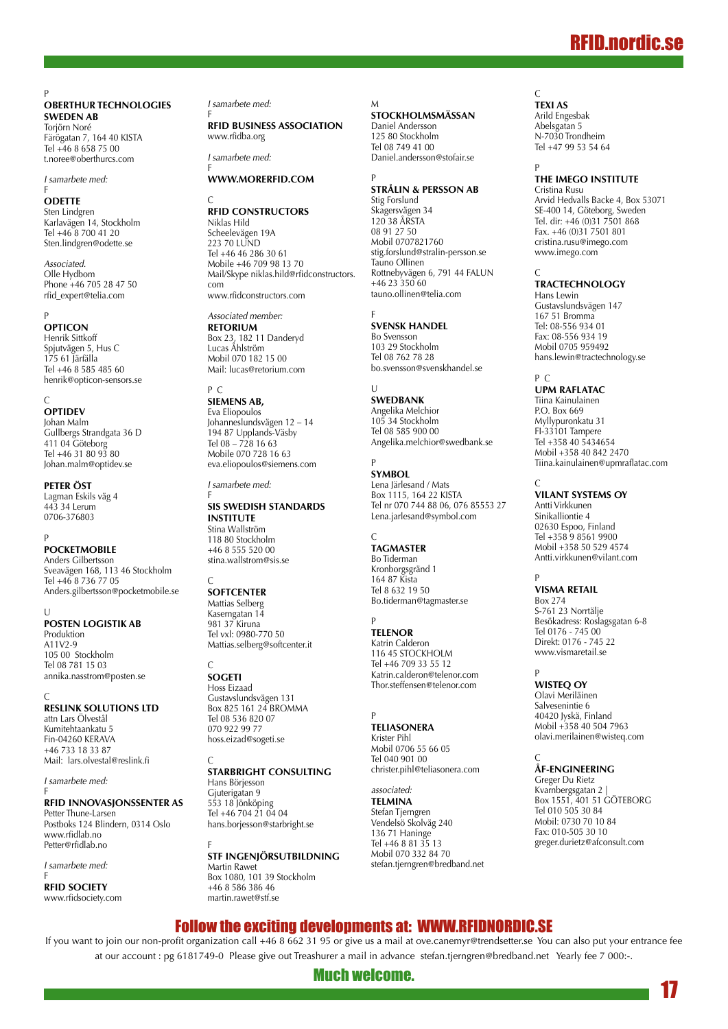RFID.nordic.se

P
**OBERTHUR TECHNOLOGIES SWEDEN AB**
Torjörn Noré
Färögatan 7, 164 40 KISTA
Tel +46 8 658 75 00
t.noree@oberthurcs.com

*I samarbete med:*
F
**ODETTE**
Sten Lindgren
Karlavägen 14, Stockholm
Tel +46 8 700 41 20
Sten.lindgren@odette.se

*Associated.*
Olle Hydbom
Phone +46 705 28 47 50
rfid_expert@telia.com

P
**OPTICON**
Henrik Sittkoff
Spjutvägen 5, Hus C
175 61 Järfälla
Tel +46 8 585 485 60
henrik@opticon-sensors.se

C
**OPTIDEV**
Johan Malm
Gullbergs Strandgata 36 D
411 04 Göteborg
Tel +46 31 80 93 80
Johan.malm@optidev.se

**PETER ÖST**
Lagman Eskils väg 4
443 34 Lerum
0706-376803

P
**POCKETMOBILE**
Anders Gilbertsson
Sveavägen 168, 113 46 Stockholm
Tel +46 8 736 77 05
Anders.gilbertsson@pocketmobile.se

U
**POSTEN LOGISTIK AB**
Produktion
A11V2-9
105 00 Stockholm
Tel 08 781 15 03
annika.nasstrom@posten.se

C
**RESLINK SOLUTIONS LTD**
attn Lars Ölvestål
Kumitehtaankatu 5
Fin-04260 KERAVA
+46 733 18 33 87
Mail: lars.olvestal@reslink.fi

*I samarbete med:*
F
**RFID INNOVASJONSSENTER AS**
Petter Thune-Larsen
Postboks 124 Blindern, 0314 Oslo
www.rfidlab.no
Petter@rfidlab.no

*I samarbete med:*
F
**RFID SOCIETY**
www.rfidsociety.com

*I samarbete med:*
F
**RFID BUSINESS ASSOCIATION**
www.rfidba.org

*I samarbete med:*
F
**WWW.MORERFID.COM**

C
**RFID CONSTRUCTORS**
Niklas Hild
Scheelevägen 19A
223 70 LUND
Tel +46 46 286 30 61
Mobile +46 709 98 13 70
Mail/Skype niklas.hild@rfidconstructors.com
www.rfidconstructors.com

*Associated member:*
**RETORIUM**
Box 23, 182 11 Danderyd
Lucas Åhlström
Mobil 070 182 15 00
Mail: lucas@retorium.com

P C
**SIEMENS AB,**
Eva Eliopoulos
Johanneslundsvägen 12 – 14
194 87 Upplands-Väsby
Tel 08 – 728 16 63
Mobile 070 728 16 63
eva.eliopoulos@siemens.com

*I samarbete med:*
F
**SIS SWEDISH STANDARDS INSTITUTE**
Stina Wallström
118 80 Stockholm
+46 8 555 520 00
stina.wallstrom@sis.se

C
**SOFTCENTER**
Mattias Selberg
Kaserngatan 14
981 37 Kiruna
Tel vxl: 0980-770 50
Mattias.selberg@softcenter.it

C
**SOGETI**
Hoss Eizaad
Gustavslundsvägen 131
Box 825 161 24 BROMMA
Tel 08 536 820 07
070 922 99 77
hoss.eizad@sogeti.se

C
**STARBRIGHT CONSULTING**
Hans Börjesson
Gjuterigatan 9
553 18 Jönköping
Tel +46 704 21 04 04
hans.borjesson@starbright.se

F
**STF INGENJÖRSUTBILDNING**
Martin Rawet
Box 1080, 101 39 Stockholm
+46 8 586 386 46
martin.rawet@stf.se

M
**STOCKHOLMSMÄSSAN**
Daniel Andersson
125 80 Stockholm
Tel 08 749 41 00
Daniel.andersson@stofair.se

P
**STRÅLIN & PERSSON AB**
Stig Forslund
Skagersvägen 34
120 38 ÅRSTA
08 91 27 50
Mobil 0707821760
stig.forslund@stralin-persson.se
Tauno Ollinen
Rottnebyvägen 6, 791 44 FALUN
+46 23 350 60
tauno.ollinen@telia.com

F
**SVENSK HANDEL**
Bo Svensson
103 29 Stockholm
Tel 08 762 78 28
bo.svensson@svenskhandel.se

U
**SWEDBANK**
Angelika Melchior
105 34 Stockholm
Tel 08 585 900 00
Angelika.melchior@swedbank.se

P
**SYMBOL**
Lena Järlesand / Mats
Box 1115, 164 22 KISTA
Tel nr 070 744 88 06, 076 85553 27
Lena.jarlesand@symbol.com

C
**TAGMASTER**
Bo Tiderman
Kronborgsgränd 1
164 87 Kista
Tel 8 632 19 50
Bo.tiderman@tagmaster.se

P
**TELENOR**
Katrin Calderon
116 45 STOCKHOLM
Tel +46 709 33 55 12
Katrin.calderon@telenor.com
Thor.steffensen@telenor.com

P
**TELIASONERA**
Krister Pihl
Mobil 0706 55 66 05
Tel 040 901 00
christer.pihl@teliasonera.com

*associated:*
**TELMINA**
Stefan Tjerngren
Vendelsö Skolväg 240
136 71 Haninge
Tel +46 8 81 35 13
Mobil 070 332 84 70
stefan.tjerngren@bredband.net

C
**TEXI AS**
Arild Engesbak
Abelsgatan 5
N-7030 Trondheim
Tel +47 99 53 54 64

P
**THE IMEGO INSTITUTE**
Cristina Rusu
Arvid Hedvalls Backe 4, Box 53071
SE-400 14, Göteborg, Sweden
Tel. dir: +46 (0)31 7501 868
Fax. +46 (0)31 7501 801
cristina.rusu@imego.com
www.imego.com

C
**TRACTECHNOLOGY**
Hans Lewin
Gustavslundsvägen 147
167 51 Bromma
Tel: 08-556 934 01
Fax: 08-556 934 19
Mobil 0705 959492
hans.lewin@tractechnology.se

P C
**UPM RAFLATAC**
Tiina Kainulainen
P.O. Box 669
Myllypuronkatu 31
FI-33101 Tampere
Tel +358 40 5434654
Mobil +358 40 842 2470
Tiina.kainulainen@upmraflatac.com

C
**VILANT SYSTEMS OY**
Antti Virkkunen
Sinikalliontie 4
02630 Espoo, Finland
Tel +358 9 8561 9900
Mobil +358 50 529 4574
Antti.virkkunen@vilant.com

P
**VISMA RETAIL**
Box 274
S-761 23 Norrtälje
Besökadress: Roslagsgatan 6-8
Tel 0176 - 745 00
Direkt: 0176 - 745 22
www.vismaretail.se

P
**WISTEQ OY**
Olavi Meriläinen
Salvesenintie 6
40420 Jyskä, Finland
Mobil +358 40 504 7963
olavi.merilainen@wisteq.com

C
**ÅF-ENGINEERING**
Greger Du Rietz
Kvarnbergsgatan 2 |
Box 1551, 401 51 GÖTEBORG
Tel 010 505 30 84
Mobil: 0730 70 10 84
Fax: 010-505 30 10
greger.durietz@afconsult.com

**Follow the exciting developments at: WWW.RFIDNORDIC.SE**

If you want to join our non-profit organization call +46 8 662 31 95 or give us a mail at ove.canemyr@trendsetter.se You can also put your entrance fee at our account : pg 6181749-0 Please give out Treashurer a mail in advance stefan.tjerngren@bredband.net Yearly fee 7 000:-.

**Much welcome.**